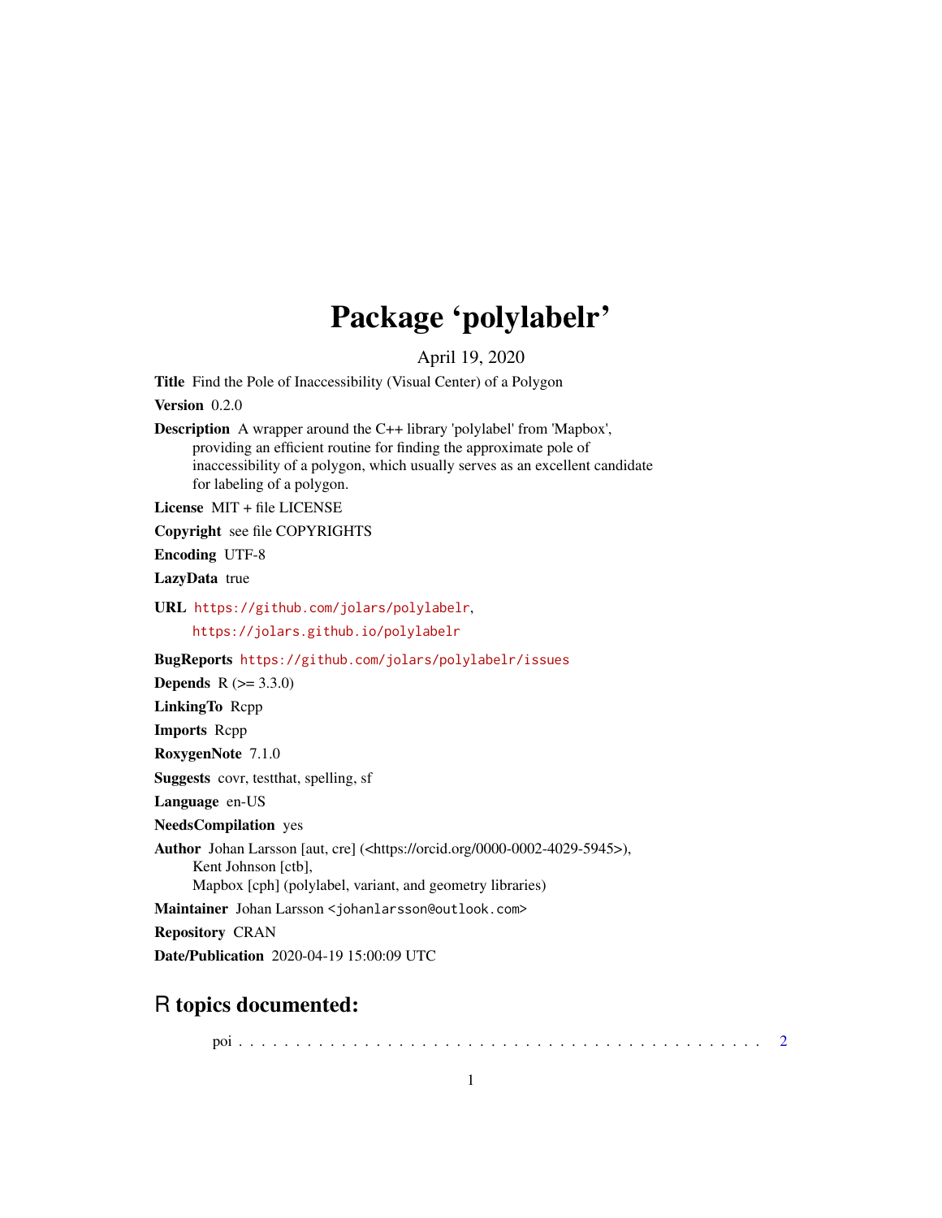# Package 'polylabelr'

April 19, 2020

**Title** Find the Pole of Inaccessibility (Visual Center) of a Polygon

**Version** 0.2.0

**Description** A wrapper around the C++ library 'polylabel' from 'Mapbox', providing an efficient routine for finding the approximate pole of inaccessibility of a polygon, which usually serves as an excellent candidate for labeling of a polygon.

**License** MIT + file LICENSE

**Copyright** see file COPYRIGHTS

**Encoding** UTF-8

**LazyData** true

**URL** https://github.com/jolars/polylabelr, https://jolars.github.io/polylabelr

**BugReports** https://github.com/jolars/polylabelr/issues

**Depends** R (>= 3.3.0)

**LinkingTo** Rcpp

**Imports** Rcpp

**RoxygenNote** 7.1.0

**Suggests** covr, testthat, spelling, sf

**Language** en-US

**NeedsCompilation** yes

**Author** Johan Larsson [aut, cre] (<https://orcid.org/0000-0002-4029-5945>), Kent Johnson [ctb], Mapbox [cph] (polylabel, variant, and geometry libraries)

**Maintainer** Johan Larsson <johanlarsson@outlook.com>

**Repository** CRAN

**Date/Publication** 2020-04-19 15:00:09 UTC

## R topics documented:

poi . . . . . . . . . . . . . . . . . . . . . . . . . . . . . . . . . . . . . . . . . . . 2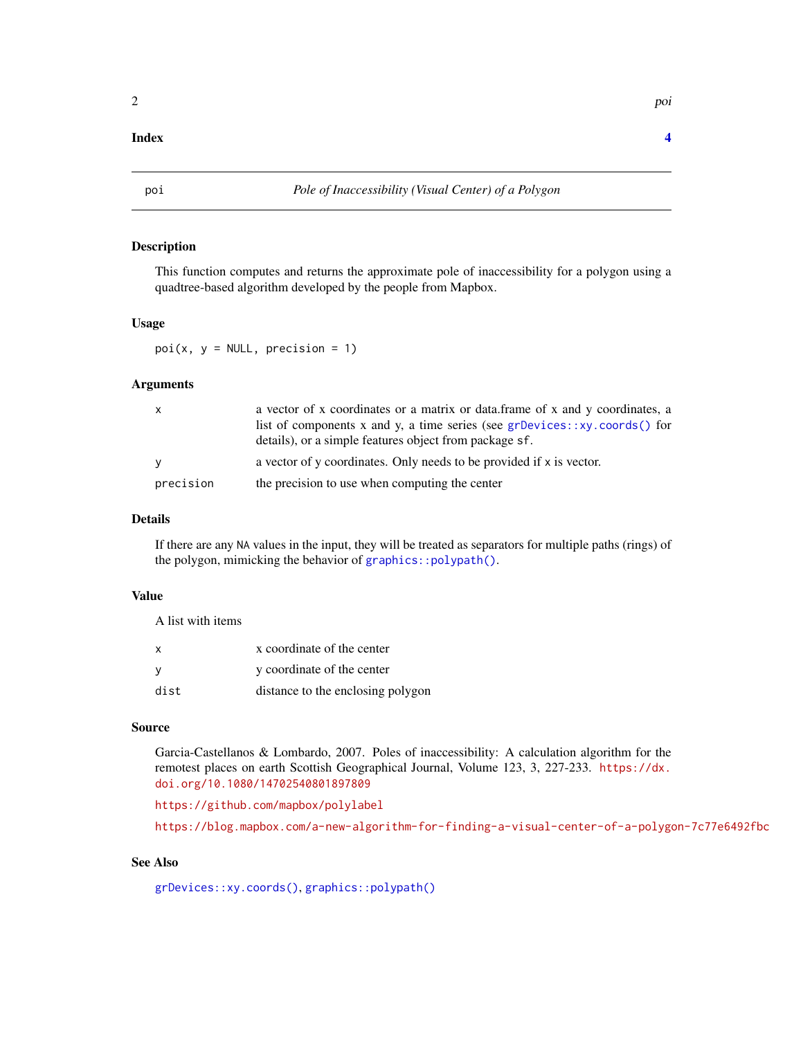**Index** **4**

---

poi *Pole of Inaccessibility (Visual Center) of a Polygon*

---

## Description

This function computes and returns the approximate pole of inaccessibility for a polygon using a quadtree-based algorithm developed by the people from Mapbox.

## Usage

```
poi(x, y = NULL, precision = 1)
```

## Arguments

| | |
|---|---|
| `x` | a vector of x coordinates or a matrix or data.frame of x and y coordinates, a list of components x and y, a time series (see `grDevices::xy.coords()` for details), or a simple features object from package `sf`. |
| `y` | a vector of y coordinates. Only needs to be provided if `x` is vector. |
| `precision` | the precision to use when computing the center |

## Details

If there are any `NA` values in the input, they will be treated as separators for multiple paths (rings) of the polygon, mimicking the behavior of `graphics::polypath()`.

## Value

A list with items

| | |
|---|---|
| `x` | x coordinate of the center |
| `y` | y coordinate of the center |
| `dist` | distance to the enclosing polygon |

## Source

Garcia-Castellanos & Lombardo, 2007. Poles of inaccessibility: A calculation algorithm for the remotest places on earth Scottish Geographical Journal, Volume 123, 3, 227-233. https://dx.doi.org/10.1080/14702540801897809

https://github.com/mapbox/polylabel

https://blog.mapbox.com/a-new-algorithm-for-finding-a-visual-center-of-a-polygon-7c77e6492fbc

## See Also

`grDevices::xy.coords()`, `graphics::polypath()`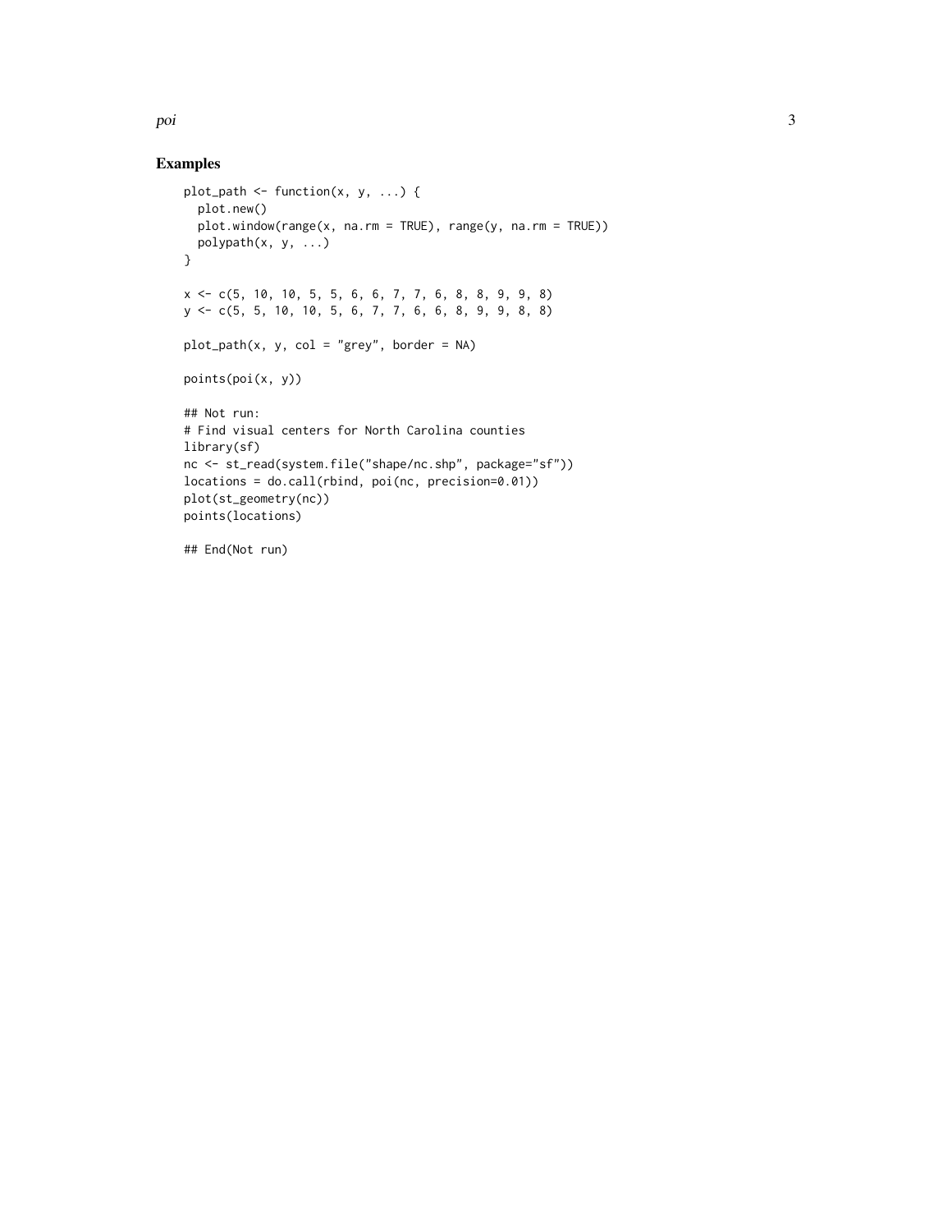## Examples

```
plot_path <- function(x, y, ...) {
  plot.new()
  plot.window(range(x, na.rm = TRUE), range(y, na.rm = TRUE))
  polypath(x, y, ...)
}

x <- c(5, 10, 10, 5, 5, 6, 6, 7, 7, 6, 8, 8, 9, 9, 8)
y <- c(5, 5, 10, 10, 5, 6, 7, 7, 6, 6, 8, 9, 9, 8, 8)

plot_path(x, y, col = "grey", border = NA)

points(poi(x, y))

## Not run:
# Find visual centers for North Carolina counties
library(sf)
nc <- st_read(system.file("shape/nc.shp", package="sf"))
locations = do.call(rbind, poi(nc, precision=0.01))
plot(st_geometry(nc))
points(locations)

## End(Not run)
```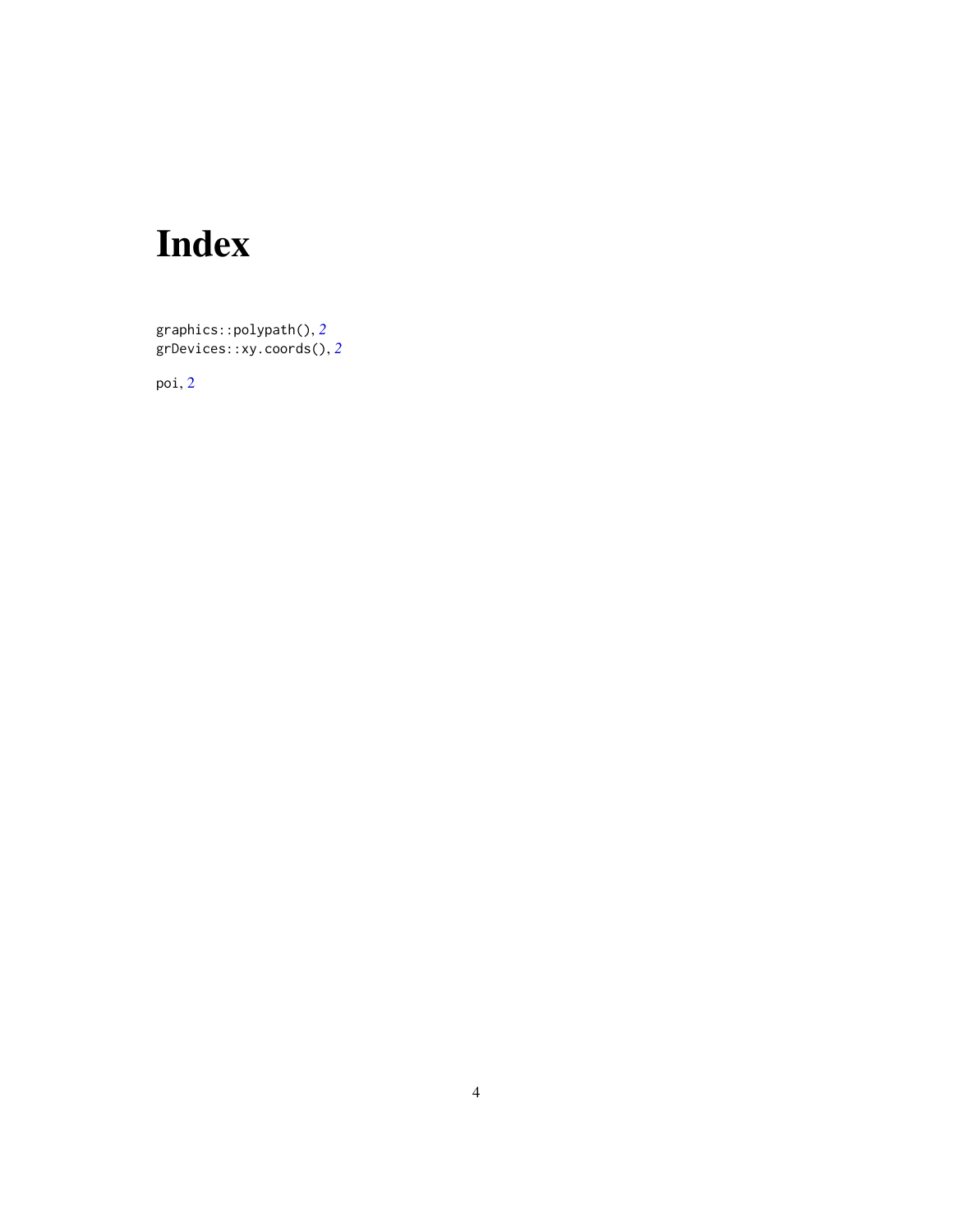# Index

graphics::polypath(), *2*
grDevices::xy.coords(), *2*

poi, 2